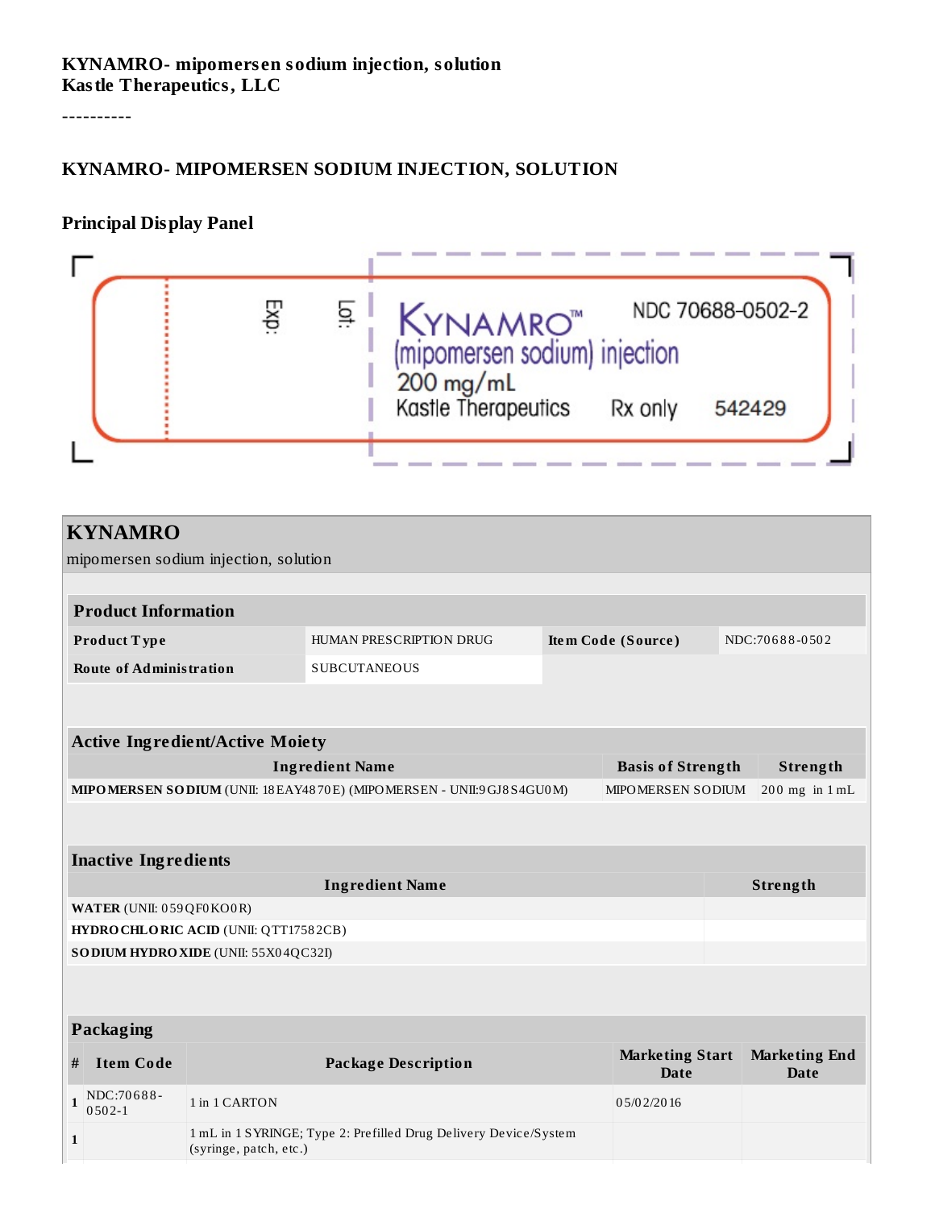**KYNAMRO- mipomersen sodium injection, solution**
**Kastle Therapeutics, LLC**

----------

## KYNAMRO- MIPOMERSEN SODIUM INJECTION, SOLUTION

### Principal Display Panel

Exp:

Lot:

KYNAMRO™
(mipomersen sodium) injection
200 mg/mL
Kastle Therapeutics
Rx only
NDC 70688-0502-2
542429

## KYNAMRO

mipomersen sodium injection, solution

| Product Information | | | |
|---|---|---|---|
| **Product Type** | HUMAN PRESCRIPTION DRUG | **Item Code (Source)** | NDC:70688-0502 |
| **Route of Administration** | SUBCUTANEOUS | | |

| Active Ingredient/Active Moiety | | |
|---|---|---|
| **Ingredient Name** | **Basis of Strength** | **Strength** |
| **MIPOMERSEN SODIUM** (UNII: 18EAY4870E) (MIPOMERSEN - UNII:9GJ8S4GU0M) | MIPOMERSEN SODIUM | 200 mg in 1 mL |

| Inactive Ingredients | |
|---|---|
| **Ingredient Name** | **Strength** |
| **WATER** (UNII: 059QF0KO0R) | |
| **HYDROCHLORIC ACID** (UNII: QTT17582CB) | |
| **SODIUM HYDROXIDE** (UNII: 55X04QC32I) | |

| Packaging | | | | |
|---|---|---|---|---|
| **#** | **Item Code** | **Package Description** | **Marketing Start Date** | **Marketing End Date** |
| 1 | NDC:70688-0502-1 | 1 in 1 CARTON | 05/02/2016 | |
| 1 | | 1 mL in 1 SYRINGE; Type 2: Prefilled Drug Delivery Device/System (syringe, patch, etc.) | | |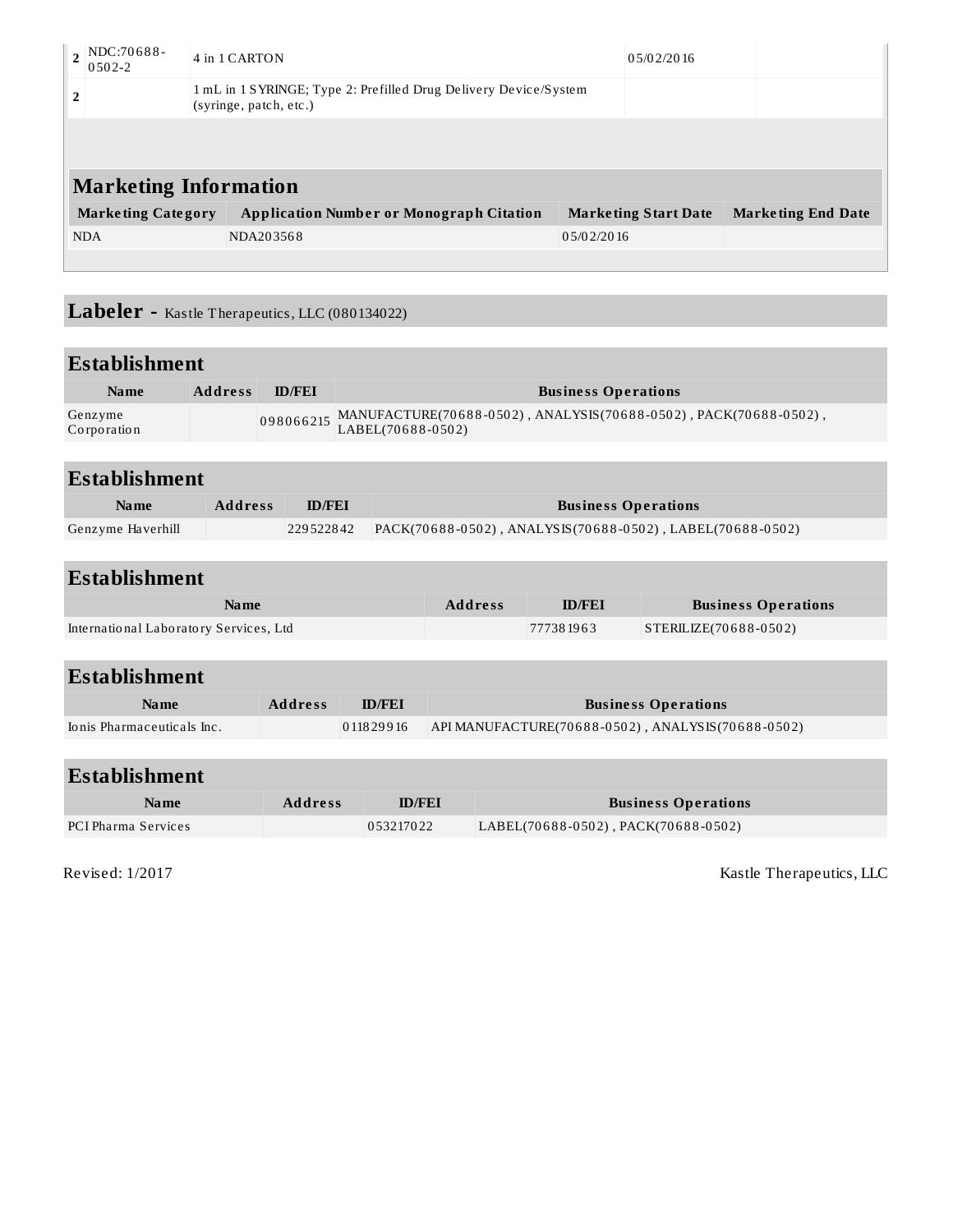| | | | | |
|---|---|---|---|---|
| 2 | NDC:70688-0502-2 | 4 in 1 CARTON | 05/02/2016 | |
| 2 | | 1 mL in 1 SYRINGE; Type 2: Prefilled Drug Delivery Device/System (syringe, patch, etc.) | | |

## Marketing Information

| Marketing Category | Application Number or Monograph Citation | Marketing Start Date | Marketing End Date |
|---|---|---|---|
| NDA | NDA203568 | 05/02/2016 | |

## Labeler - Kastle Therapeutics, LLC (080134022)

## Establishment

| Name | Address | ID/FEI | Business Operations |
|---|---|---|---|
| Genzyme Corporation | | 098066215 | MANUFACTURE(70688-0502) , ANALYSIS(70688-0502) , PACK(70688-0502) , LABEL(70688-0502) |

## Establishment

| Name | Address | ID/FEI | Business Operations |
|---|---|---|---|
| Genzyme Haverhill | | 229522842 | PACK(70688-0502) , ANALYSIS(70688-0502) , LABEL(70688-0502) |

## Establishment

| Name | Address | ID/FEI | Business Operations |
|---|---|---|---|
| International Laboratory Services, Ltd | | 777381963 | STERILIZE(70688-0502) |

## Establishment

| Name | Address | ID/FEI | Business Operations |
|---|---|---|---|
| Ionis Pharmaceuticals Inc. | | 011829916 | API MANUFACTURE(70688-0502) , ANALYSIS(70688-0502) |

## Establishment

| Name | Address | ID/FEI | Business Operations |
|---|---|---|---|
| PCI Pharma Services | | 053217022 | LABEL(70688-0502) , PACK(70688-0502) |

Revised: 1/2017

Kastle Therapeutics, LLC